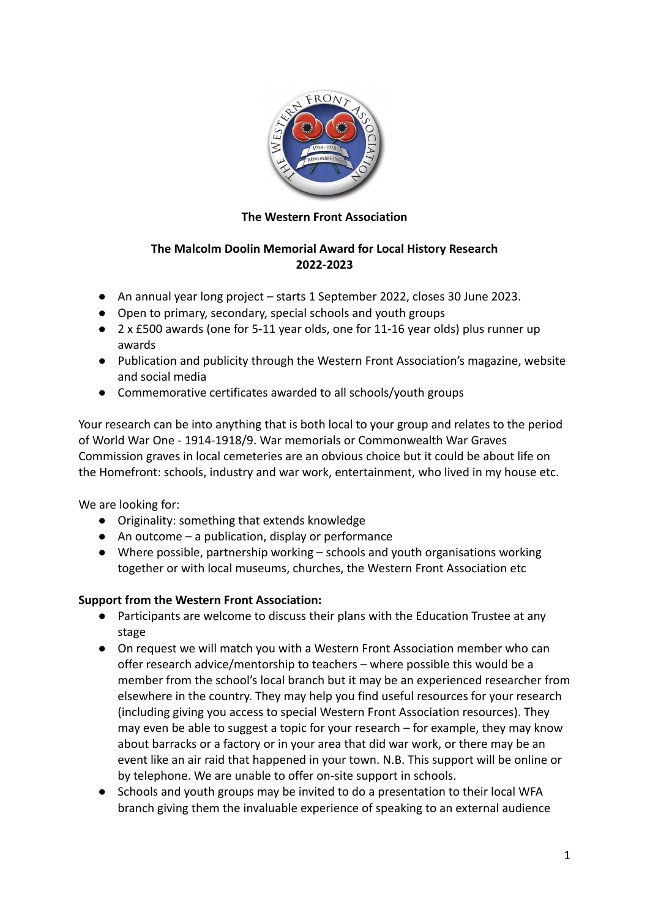**The Western Front Association**

**The Malcolm Doolin Memorial Award for Local History Research**
**2022-2023**

- An annual year long project – starts 1 September 2022, closes 30 June 2023.
- Open to primary, secondary, special schools and youth groups
- 2 x £500 awards (one for 5-11 year olds, one for 11-16 year olds) plus runner up awards
- Publication and publicity through the Western Front Association's magazine, website and social media
- Commemorative certificates awarded to all schools/youth groups

Your research can be into anything that is both local to your group and relates to the period of World War One - 1914-1918/9. War memorials or Commonwealth War Graves Commission graves in local cemeteries are an obvious choice but it could be about life on the Homefront: schools, industry and war work, entertainment, who lived in my house etc.

We are looking for:

- Originality: something that extends knowledge
- An outcome – a publication, display or performance
- Where possible, partnership working – schools and youth organisations working together or with local museums, churches, the Western Front Association etc

**Support from the Western Front Association:**

- Participants are welcome to discuss their plans with the Education Trustee at any stage
- On request we will match you with a Western Front Association member who can offer research advice/mentorship to teachers – where possible this would be a member from the school's local branch but it may be an experienced researcher from elsewhere in the country. They may help you find useful resources for your research (including giving you access to special Western Front Association resources). They may even be able to suggest a topic for your research – for example, they may know about barracks or a factory or in your area that did war work, or there may be an event like an air raid that happened in your town. N.B. This support will be online or by telephone. We are unable to offer on-site support in schools.
- Schools and youth groups may be invited to do a presentation to their local WFA branch giving them the invaluable experience of speaking to an external audience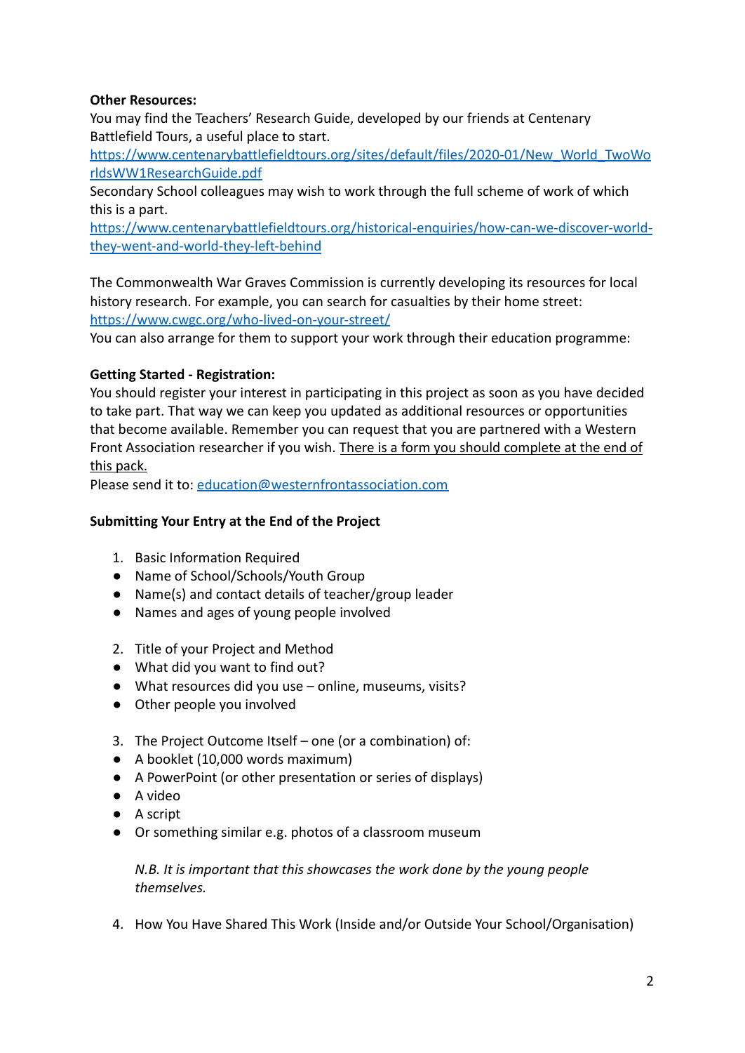**Other Resources:**

You may find the Teachers' Research Guide, developed by our friends at Centenary Battlefield Tours, a useful place to start.

https://www.centenarybattlefieldtours.org/sites/default/files/2020-01/New_World_TwoWorldsWW1ResearchGuide.pdf

Secondary School colleagues may wish to work through the full scheme of work of which this is a part.

https://www.centenarybattlefieldtours.org/historical-enquiries/how-can-we-discover-world-they-went-and-world-they-left-behind

The Commonwealth War Graves Commission is currently developing its resources for local history research. For example, you can search for casualties by their home street:

https://www.cwgc.org/who-lived-on-your-street/

You can also arrange for them to support your work through their education programme:

**Getting Started - Registration:**

You should register your interest in participating in this project as soon as you have decided to take part. That way we can keep you updated as additional resources or opportunities that become available. Remember you can request that you are partnered with a Western Front Association researcher if you wish. There is a form you should complete at the end of this pack.

Please send it to: education@westernfrontassociation.com

**Submitting Your Entry at the End of the Project**

1. Basic Information Required
   - Name of School/Schools/Youth Group
   - Name(s) and contact details of teacher/group leader
   - Names and ages of young people involved

2. Title of your Project and Method
   - What did you want to find out?
   - What resources did you use – online, museums, visits?
   - Other people you involved

3. The Project Outcome Itself – one (or a combination) of:
   - A booklet (10,000 words maximum)
   - A PowerPoint (or other presentation or series of displays)
   - A video
   - A script
   - Or something similar e.g. photos of a classroom museum

   *N.B. It is important that this showcases the work done by the young people themselves.*

4. How You Have Shared This Work (Inside and/or Outside Your School/Organisation)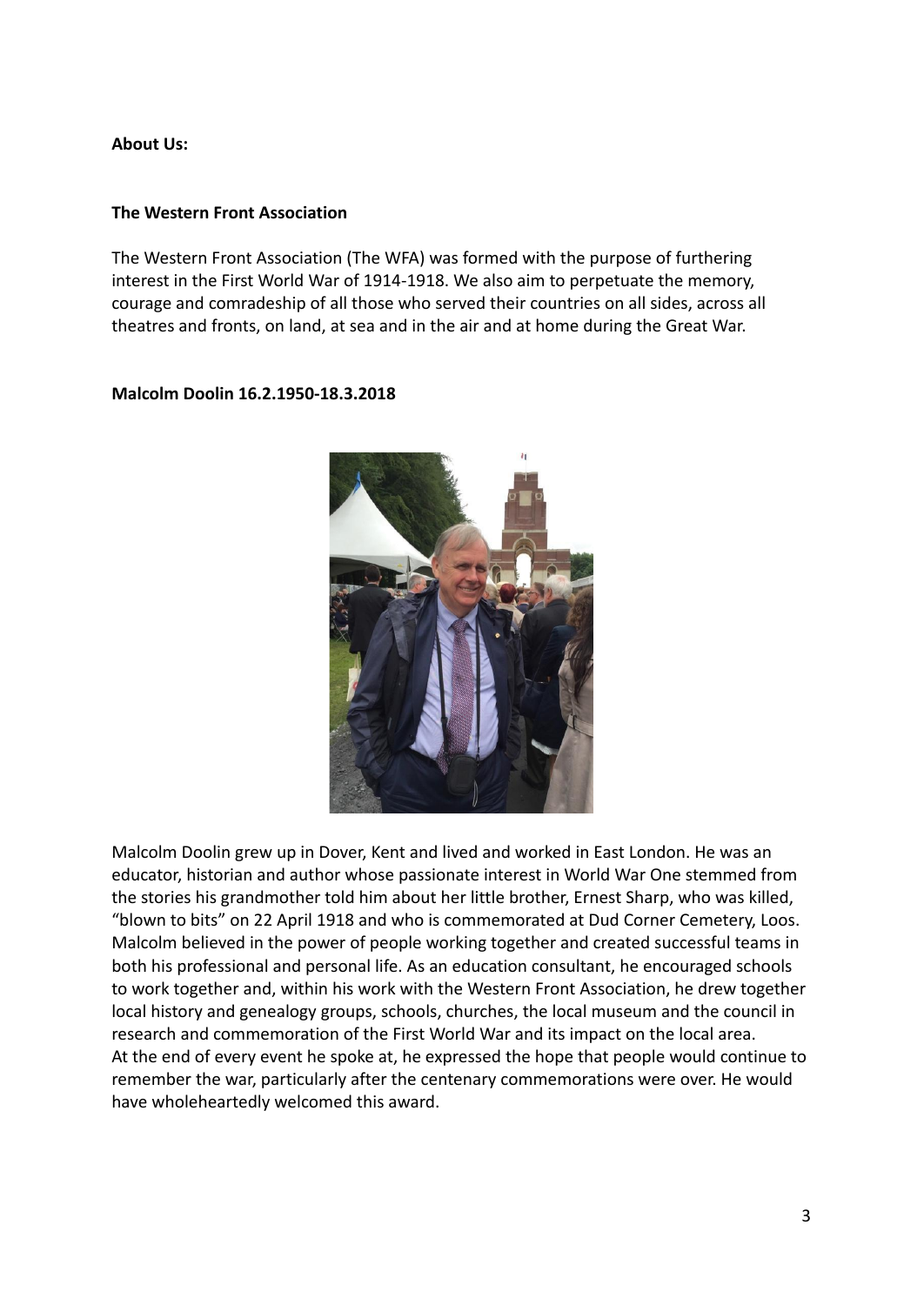**About Us:**

**The Western Front Association**

The Western Front Association (The WFA) was formed with the purpose of furthering interest in the First World War of 1914-1918. We also aim to perpetuate the memory, courage and comradeship of all those who served their countries on all sides, across all theatres and fronts, on land, at sea and in the air and at home during the Great War.

**Malcolm Doolin 16.2.1950-18.3.2018**

Malcolm Doolin grew up in Dover, Kent and lived and worked in East London. He was an educator, historian and author whose passionate interest in World War One stemmed from the stories his grandmother told him about her little brother, Ernest Sharp, who was killed, "blown to bits" on 22 April 1918 and who is commemorated at Dud Corner Cemetery, Loos. Malcolm believed in the power of people working together and created successful teams in both his professional and personal life. As an education consultant, he encouraged schools to work together and, within his work with the Western Front Association, he drew together local history and genealogy groups, schools, churches, the local museum and the council in research and commemoration of the First World War and its impact on the local area.
At the end of every event he spoke at, he expressed the hope that people would continue to remember the war, particularly after the centenary commemorations were over. He would have wholeheartedly welcomed this award.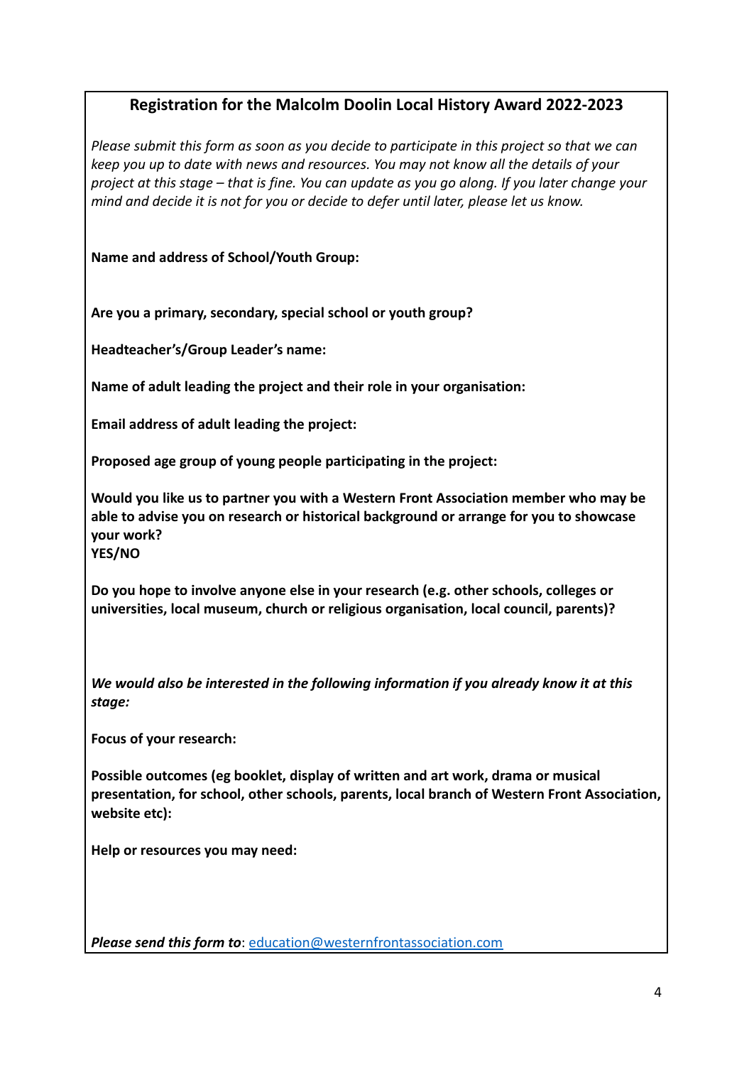## Registration for the Malcolm Doolin Local History Award 2022-2023

*Please submit this form as soon as you decide to participate in this project so that we can keep you up to date with news and resources. You may not know all the details of your project at this stage – that is fine. You can update as you go along. If you later change your mind and decide it is not for you or decide to defer until later, please let us know.*

**Name and address of School/Youth Group:**

**Are you a primary, secondary, special school or youth group?**

**Headteacher's/Group Leader's name:**

**Name of adult leading the project and their role in your organisation:**

**Email address of adult leading the project:**

**Proposed age group of young people participating in the project:**

**Would you like us to partner you with a Western Front Association member who may be able to advise you on research or historical background or arrange for you to showcase your work?**
**YES/NO**

**Do you hope to involve anyone else in your research (e.g. other schools, colleges or universities, local museum, church or religious organisation, local council, parents)?**

***We would also be interested in the following information if you already know it at this stage:***

**Focus of your research:**

**Possible outcomes (eg booklet, display of written and art work, drama or musical presentation, for school, other schools, parents, local branch of Western Front Association, website etc):**

**Help or resources you may need:**

***Please send this form to***: education@westernfrontassociation.com